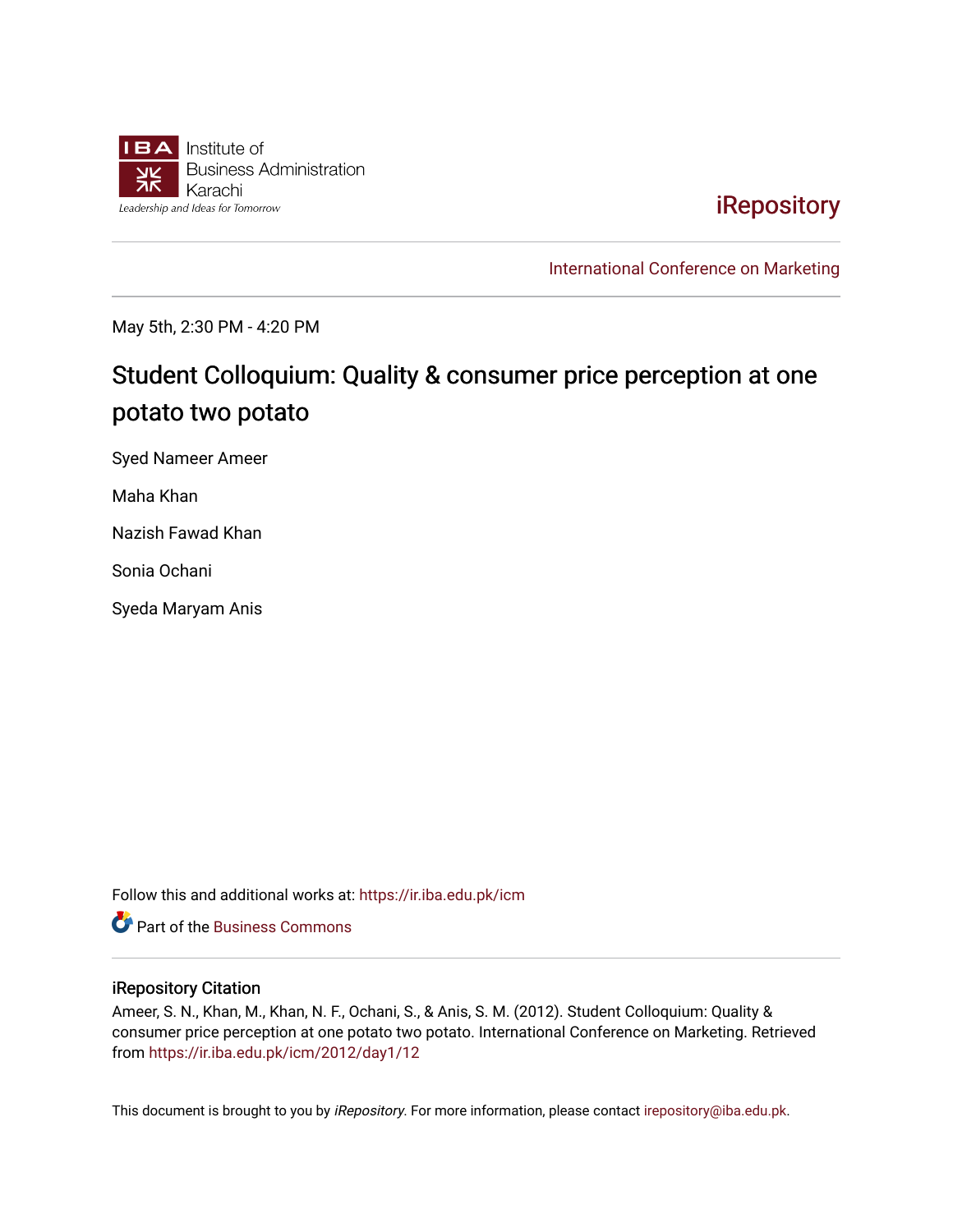Institute of Business Administration Karachi

Leadership and Ideas for Tomorrow

iRepository

International Conference on Marketing

May 5th, 2:30 PM - 4:20 PM

# Student Colloquium: Quality & consumer price perception at one potato two potato

Syed Nameer Ameer

Maha Khan

Nazish Fawad Khan

Sonia Ochani

Syeda Maryam Anis

Follow this and additional works at: https://ir.iba.edu.pk/icm

Part of the Business Commons

## iRepository Citation

Ameer, S. N., Khan, M., Khan, N. F., Ochani, S., & Anis, S. M. (2012). Student Colloquium: Quality & consumer price perception at one potato two potato. International Conference on Marketing. Retrieved from https://ir.iba.edu.pk/icm/2012/day1/12

This document is brought to you by *iRepository*. For more information, please contact irepository@iba.edu.pk.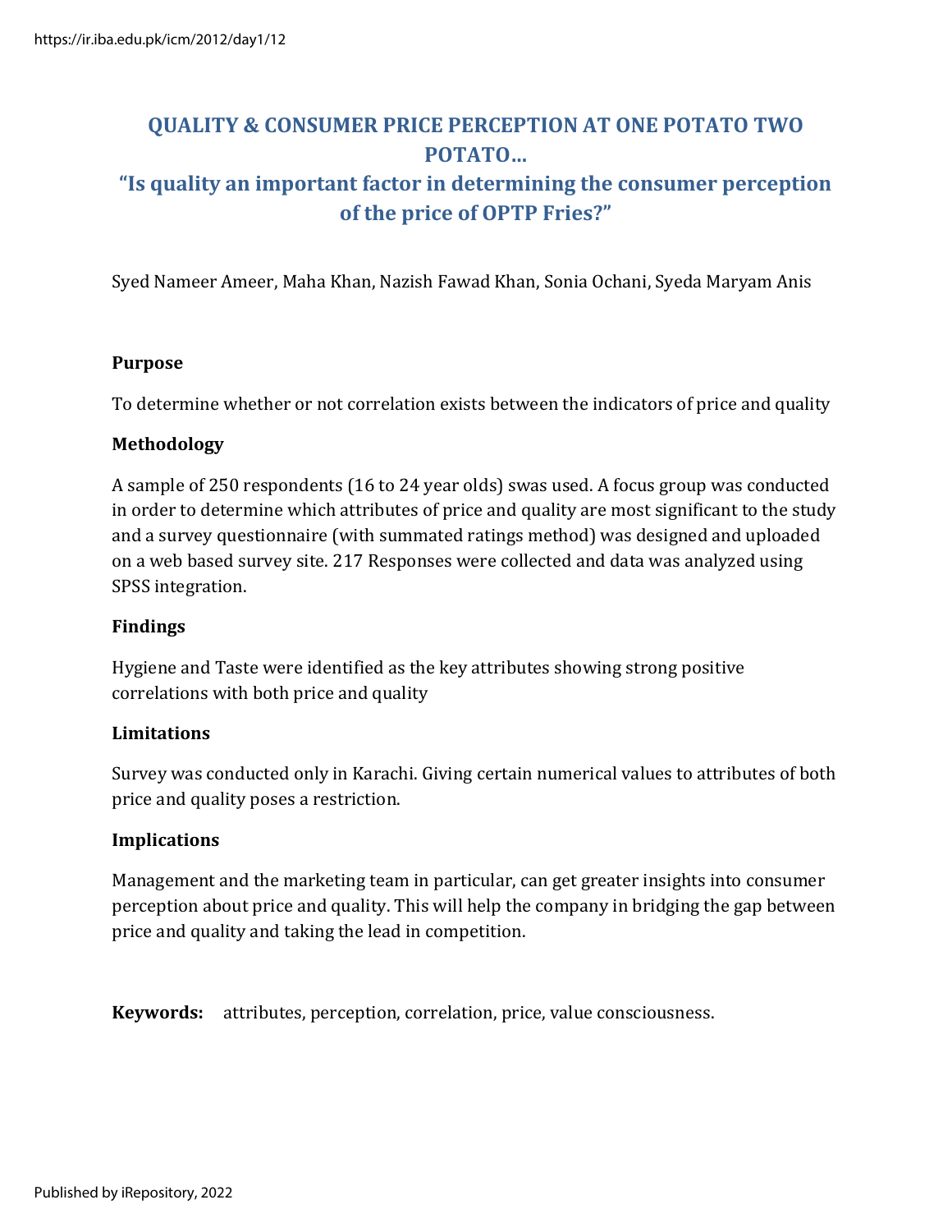# QUALITY & CONSUMER PRICE PERCEPTION AT ONE POTATO TWO POTATO…

## "Is quality an important factor in determining the consumer perception of the price of OPTP Fries?"

Syed Nameer Ameer, Maha Khan, Nazish Fawad Khan, Sonia Ochani, Syeda Maryam Anis

**Purpose**

To determine whether or not correlation exists between the indicators of price and quality

**Methodology**

A sample of 250 respondents (16 to 24 year olds) swas used. A focus group was conducted in order to determine which attributes of price and quality are most significant to the study and a survey questionnaire (with summated ratings method) was designed and uploaded on a web based survey site. 217 Responses were collected and data was analyzed using SPSS integration.

**Findings**

Hygiene and Taste were identified as the key attributes showing strong positive correlations with both price and quality

**Limitations**

Survey was conducted only in Karachi. Giving certain numerical values to attributes of both price and quality poses a restriction.

**Implications**

Management and the marketing team in particular, can get greater insights into consumer perception about price and quality. This will help the company in bridging the gap between price and quality and taking the lead in competition.

**Keywords:** attributes, perception, correlation, price, value consciousness.